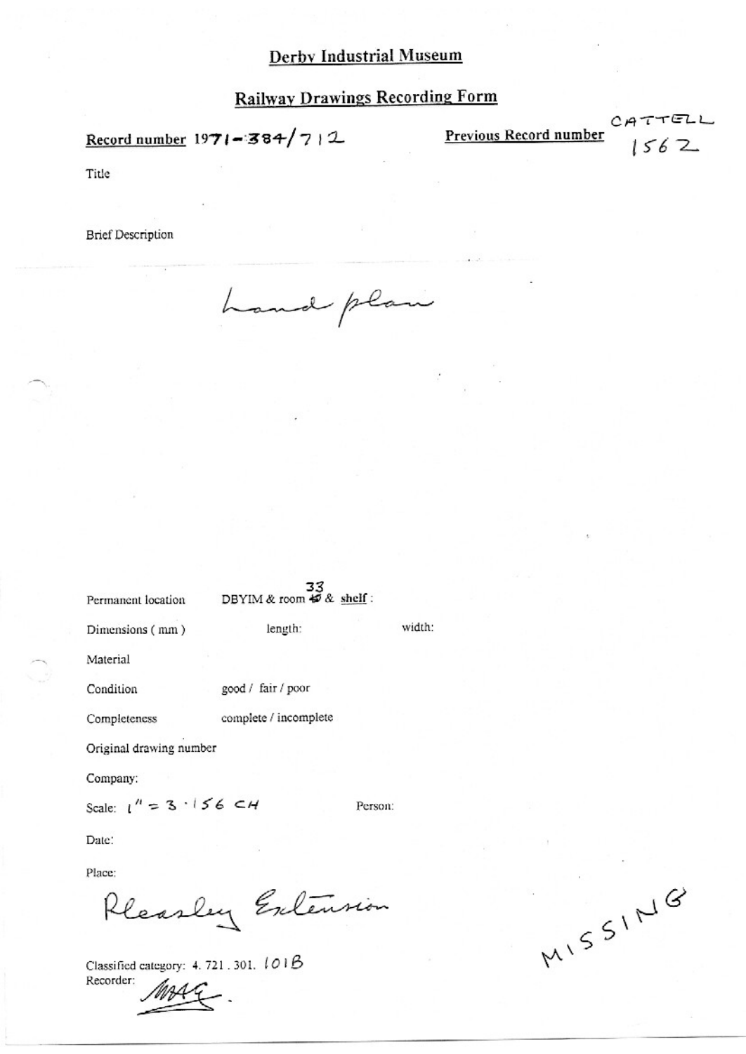# Derby Industrial Museum

## Railway Drawings Recording Form

**Record number** 1971-384/712

**Previous Record number** CATTELL 1562

Title

Brief Description

Land plan

Permanent location DBYIM & room 33 & shelf :

Dimensions ( mm ) length: width:

Material

Condition good / fair / poor

Completeness complete / incomplete

Original drawing number

Company:

Scale: 1" = 3 · 156 CH Person:

Date:

Place:

Pleasley Extension

MISSING

Classified category: 4. 721 . 301. 101B

Recorder: MAE.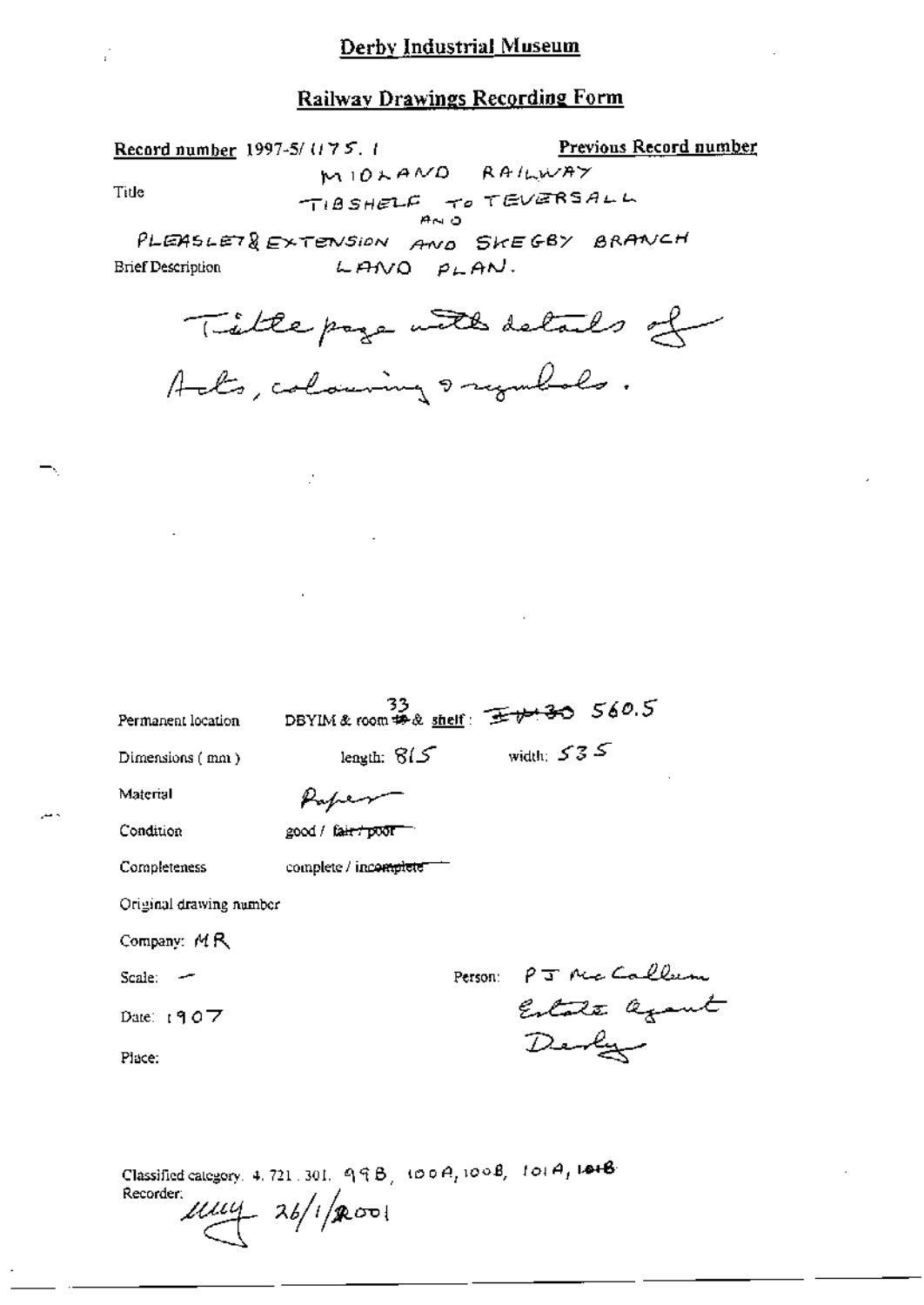# Derby Industrial Museum

## Railway Drawings Recording Form

**Record number** 1997-5/ 1175. 1

**Previous Record number**

**Title** MIDLAND RAILWAY TIBSHELF TO TEVERSALL AND PLEASLEY EXTENSION AND SKEGBY BRANCH LAND PLAN.

**Brief Description** Title page with details of Acts, colouring & symbols.

Permanent location: DBYIM & room ~~15~~ 33 & shelf: ~~IV 30~~ 560.5

Dimensions (mm): length: 815 width: 535

Material: Paper

Condition: good / ~~fair / poor~~

Completeness: complete / ~~incomplete~~

Original drawing number

Company: MR

Scale: –

Date: 1907

Place:

Person: PJ McCallum Estate Agent Derby

Classified category: 4. 721. 301. 99B, 100A, 100B, 101A, 101B

Recorder: 26/1/2001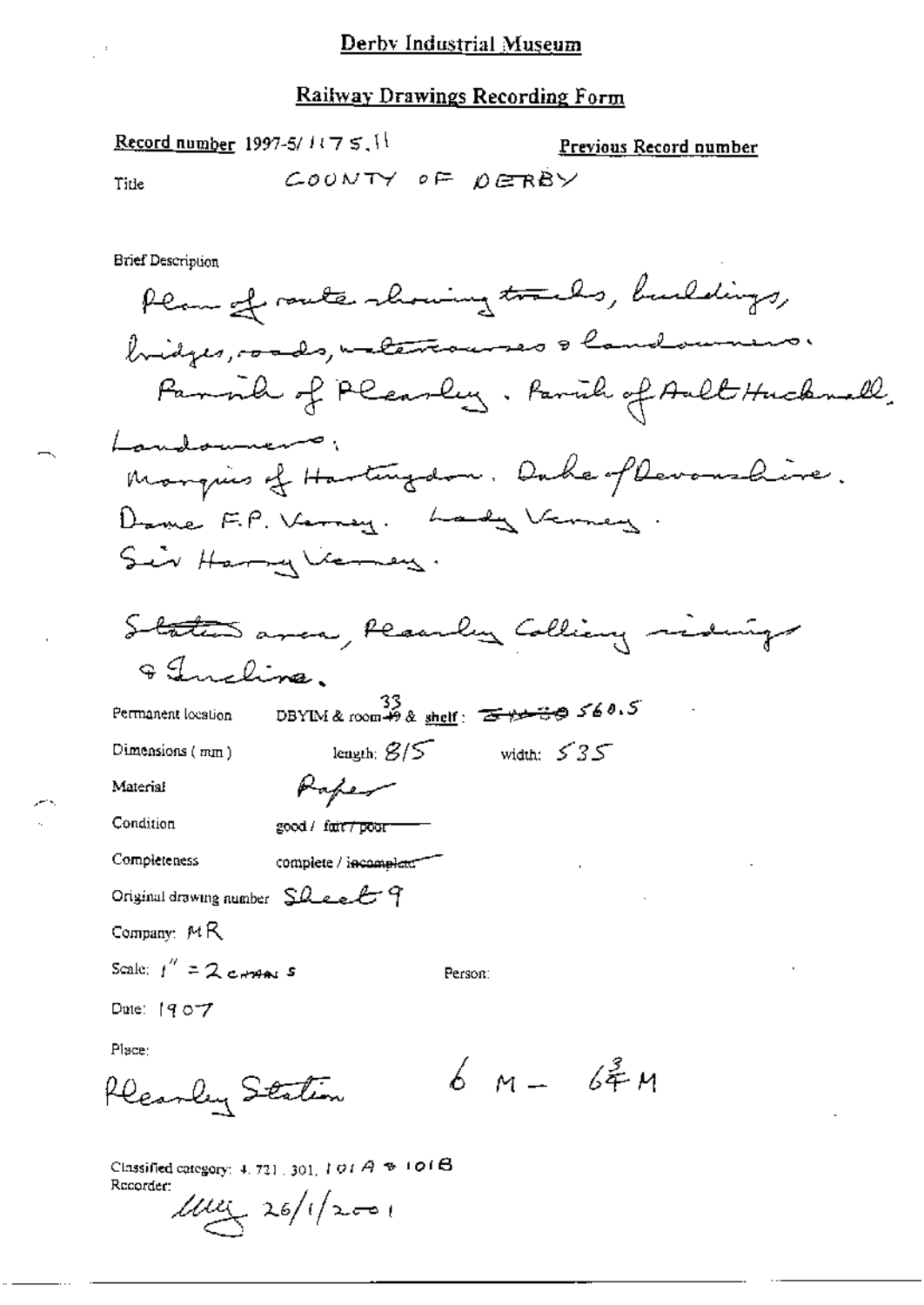Derby Industrial Museum

## Railway Drawings Recording Form

Record number 1997-5/1175.11

Previous Record number

Title COUNTY OF DERBY

Brief Description

Plan of route showing tracks, buildings, bridges, roads, watercourses & landowners.
Parish of Pleasley. Parish of Ault Hucknall.
Landowners:
Marquis of Hartington. Duke of Devonshire.
Dame F.P. Verney. Lady Verney.
Sir Harry Verney.

Station area, Pleasley Colliery sidings & Incline.

Permanent location DBYIM & room 33 & shelf: ~~STN-59~~ 560.5

Dimensions (mm) length: 815 width: 535

Material Paper

Condition good / ~~fair / poor~~

Completeness complete / ~~incomplete~~

Original drawing number Sheet 9

Company: MR

Scale: 1" = 2 chains

Person:

Date: 1907

Place:

Pleasley Station $6$ M – $6\frac{3}{4}$ M

Classified category: 4.721.301, 101A & 101B

Recorder:

26/1/2001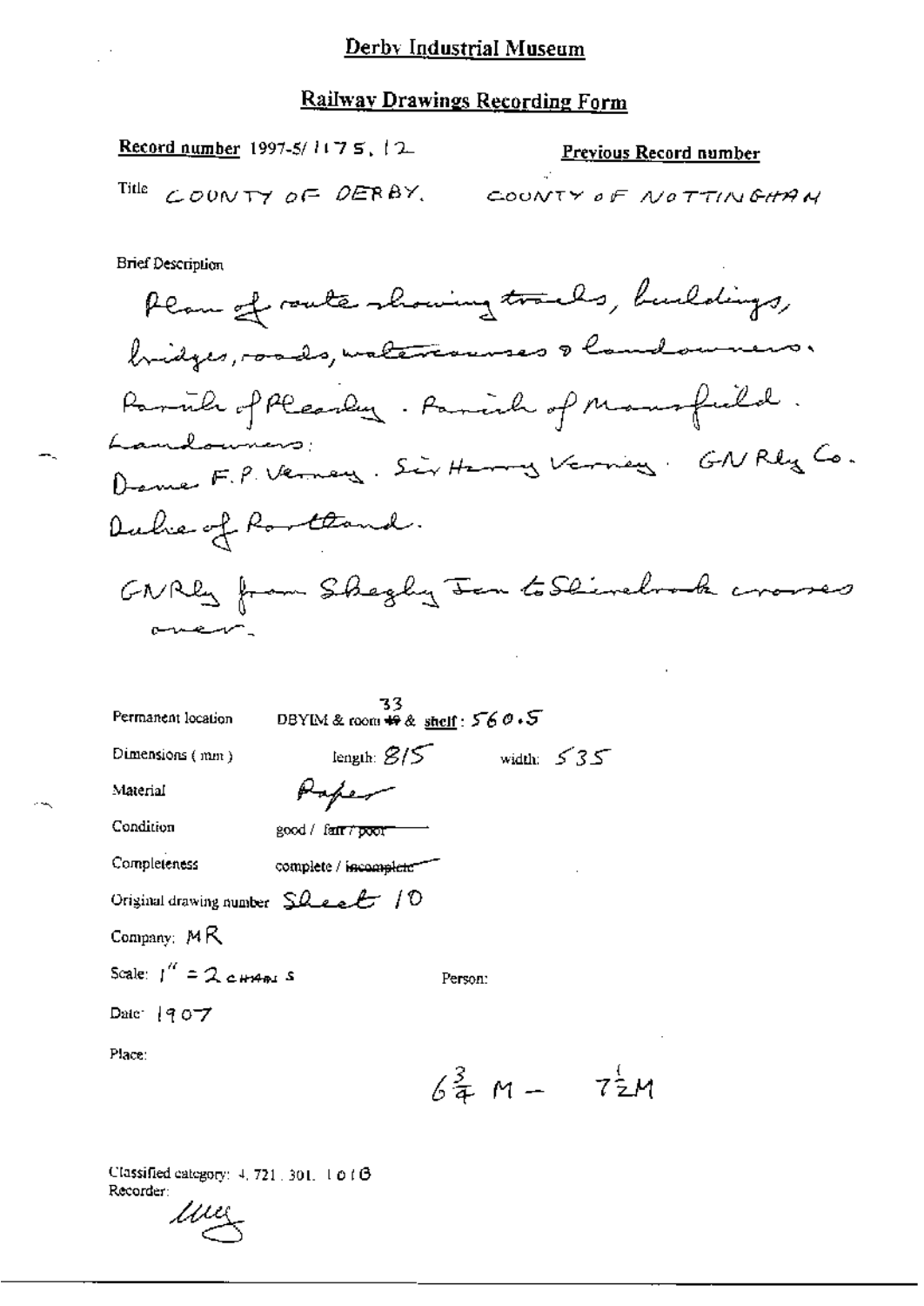# Derby Industrial Museum

## Railway Drawings Recording Form

**Record number** 1997-5/ 1175. 12

**Previous Record number**

Title COUNTY OF DERBY. COUNTY OF NOTTINGHAM

Brief Description

Plan of route showing tracks, buildings, bridges, roads, watercourses & landowners. Parish of Pleasley. Parish of Mansfield.

Landowners:
Dame F.P. Verney. Sir Harry Verney. GN Rly Co. Duke of Portland.

GN Rly from Skegby Jcn to Shirebrook crosses over.

Permanent location DBYIM & room 33 & shelf: 560.5

Dimensions (mm) length: 815 width: 535

Material Paper

Condition good / ~~fair / poor~~

Completeness complete / ~~incomplete~~

Original drawing number Sheet 10

Company: MR

Scale: $1'' = 2$ CHAINS

Person:

Date: 1907

Place:

$6\frac{3}{4}$ M – $7\frac{1}{2}$M

Classified category: 4, 721, 301, 101B

Recorder: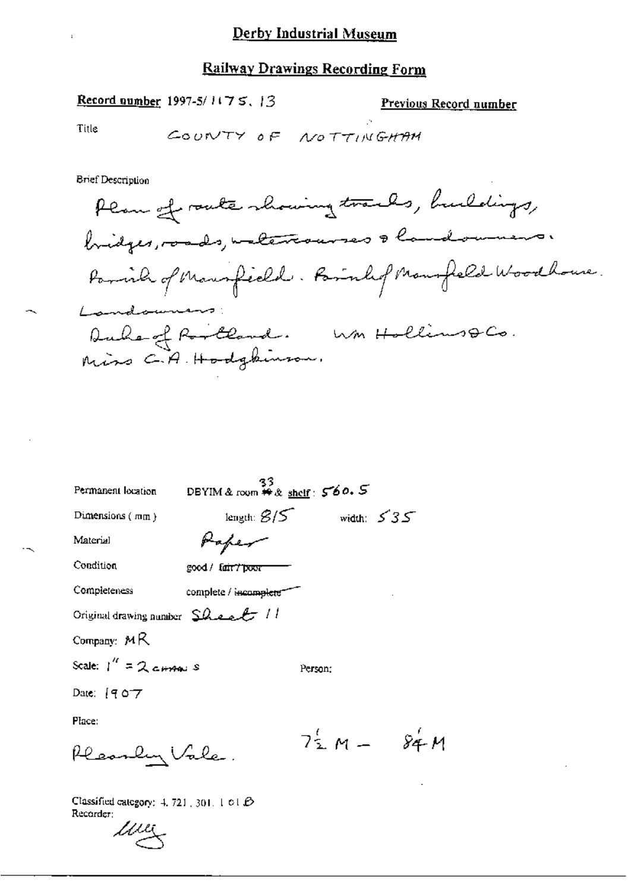# Derby Industrial Museum

## Railway Drawings Recording Form

**Record number** 1997-5/1175.13

**Previous Record number**

Title COUNTY OF NOTTINGHAM

Brief Description

Plan of route showing tracks, buildings, bridges, roads, watercourses & landowners. Parish of Mansfield. Parish of Mansfield Woodhouse. Landowners: Duke of Portland. Wm Hollins & Co. Miss C.A. Hodgkinson.

Permanent location DBYIM & room 33 & shelf: 560.5

Dimensions (mm) length: 815 width: 535

Material Paper

Condition good / ~~fair / poor~~

Completeness complete / ~~incomplete~~

Original drawing number Sheet 11

Company: MR

Scale: 1" = 2 chains

Person:

Date: 1907

Place:

Pleasley Vale. $7\frac{1}{2}$ M – $8\frac{1}{4}$ M

Classified category: 4.721.301.101.B

Recorder: ulley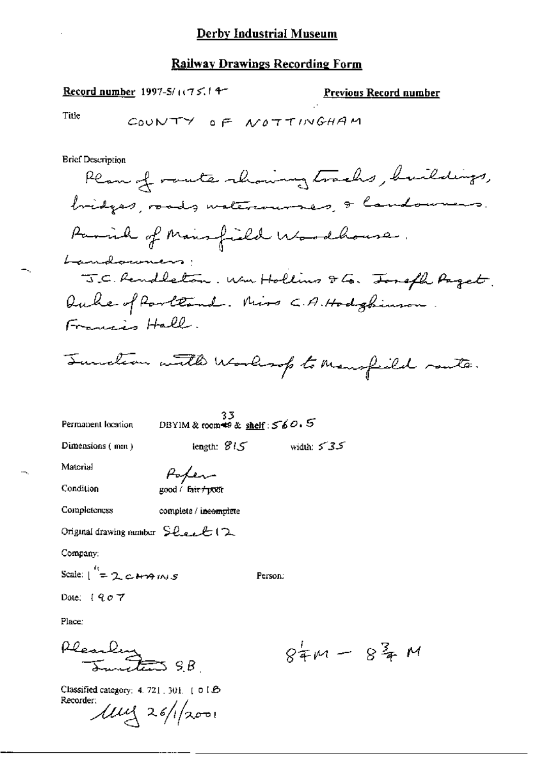# Derby Industrial Museum

## Railway Drawings Recording Form

**Record number** 1997-5/1175.14 **Previous Record number**

Title COUNTY OF NOTTINGHAM

Brief Description

Plan of route showing tracks, buildings, bridges, roads watercourses, & landowners.

Parish of Mansfield Woodhouse.

Landowners:

J.C. Pendleton. Wm Hollins & Co. Joseph Paget. Duke of Portland. Miss C.A. Hodgkinson. Francis Hall.

Junction with Worksop to Mansfield route.

Permanent location DBYIM & room 33 & shelf: 560.5

Dimensions (mm) length: 815 width: 535

Material Paper

Condition good / ~~fair / poor~~

Completeness complete / ~~incomplete~~

Original drawing number Sheet 12

Company:

Scale: 1" = 2 CHAINS Person:

Date: 1907

Place:

Pleasley Junction S.B. $8\frac{1}{4}$M – $8\frac{3}{4}$ M

Classified category: 4.721.301.101.B

Recorder: Muy 26/1/2001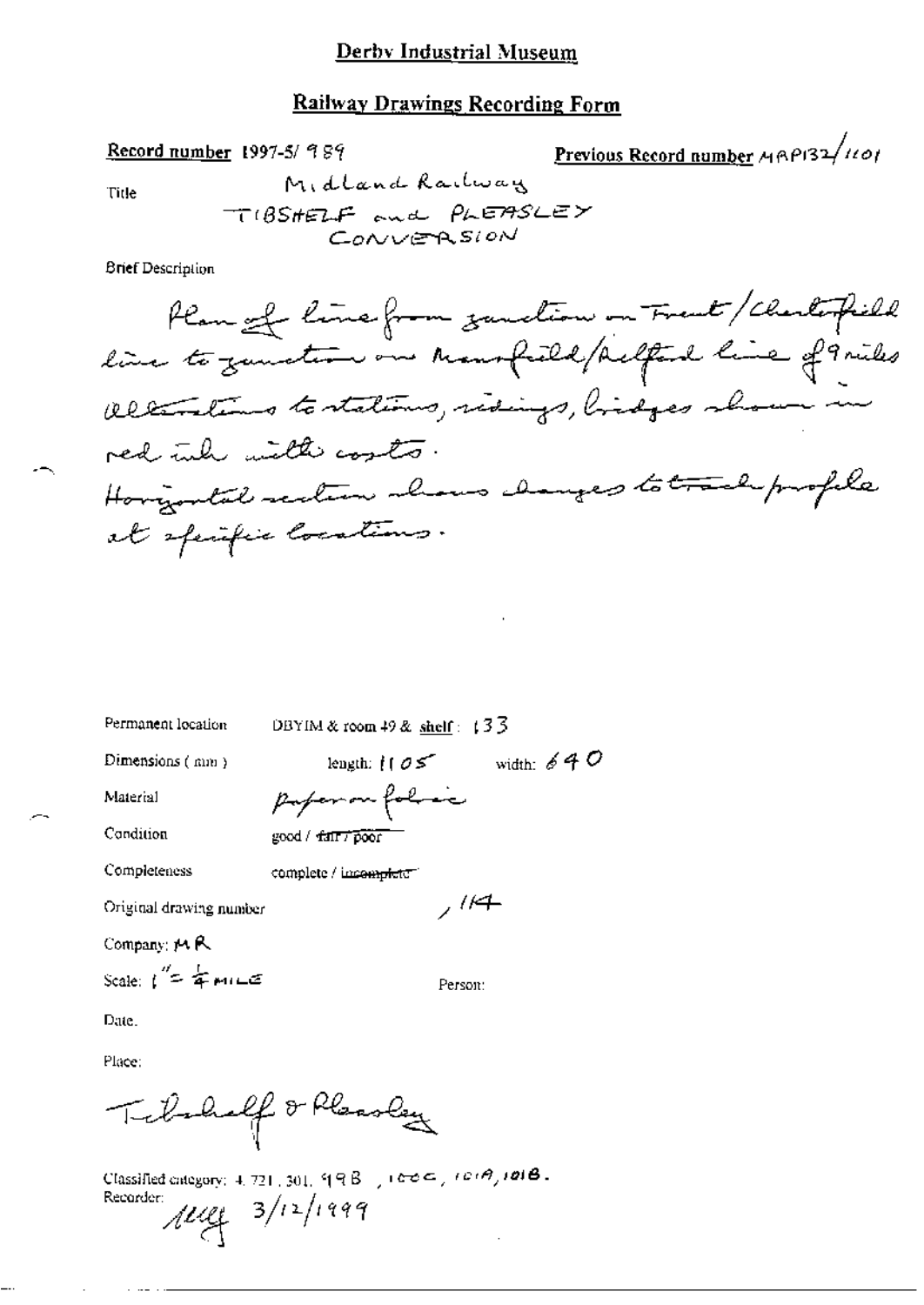# Derby Industrial Museum

## Railway Drawings Recording Form

**Record number** 1997-5/ 989

**Previous Record number** MRP132/1101

Title: Midland Railway
TIBSHELF and PLEASLEY
CONVERSION

Brief Description

Plan of line from junction on Trent/Chesterfield line to junction on Mansfield/Pelford line of 9 miles
Alterations to stations, sidings, bridges shown in red ink with costs.
Horizontal section shows changes to track profile at specific locations.

Permanent location: DBYIM & room 49 & **shelf**: 133

Dimensions (mm): length: 1105 width: 640

Material: paper on fabric

Condition: good / ~~fair / poor~~

Completeness: complete / ~~incomplete~~

Original drawing number: , 114

Company: MR

Scale: 1" = ¼ MILE

Person:

Date.

Place:

Tibshelf & Pleasley

Classified category: 4. 721. 301. 99B, 100C, 101A, 101B.

Recorder: 3/12/1999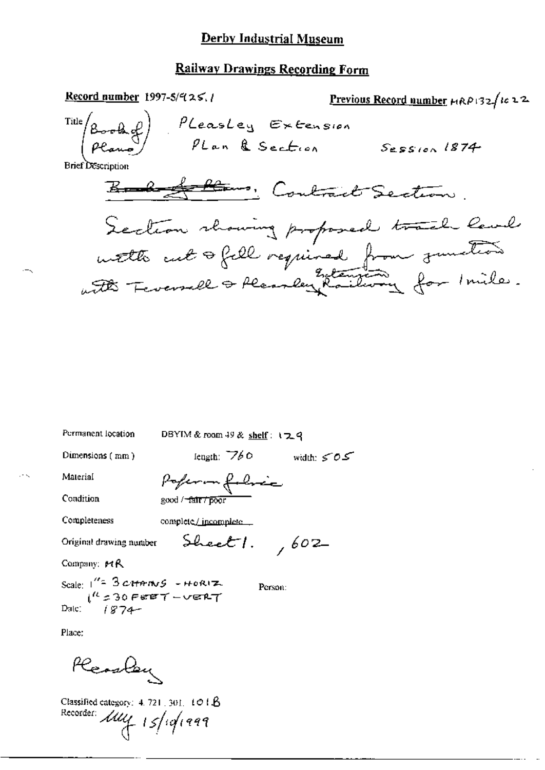# Derby Industrial Museum

## Railway Drawings Recording Form

**Record number** 1997-5/925.1

**Previous Record number** MRP132/1022

Title (Book of Plans) Pleasley Extension Plan & Section Session 1874

Brief Description

~~Book of Plans~~, Contract Section.

Section showing proposed track level with cut & fill required from junction with Teversall & Pleasley Extension Railway for 1 mile.

Permanent location DBYIM & room 49 & shelf: 129

Dimensions (mm) length: 760 width: 505

Material Paper on fabric

Condition good / ~~fair / poor~~

Completeness complete / ~~incomplete~~

Original drawing number Sheet 1. , 602

Company: MR

Scale: 1" = 3 CHAINS - HORIZ
1" = 30 FEET - VERT

Person:

Date: 1874

Place:

Pleasley

Classified category: 4.721.301. 101.B

Recorder: MM 15/10/1999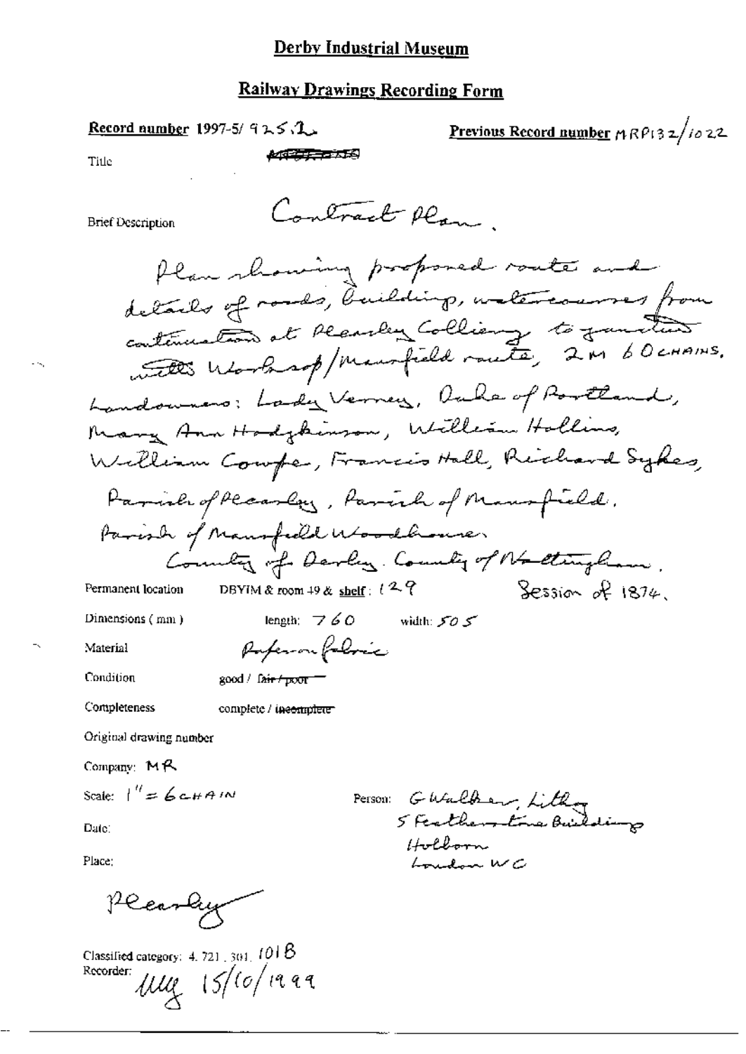# Derby Industrial Museum

## Railway Drawings Recording Form

**Record number** 1997-5/ 925.2

**Previous Record number** MRP132/1022

Title ~~[struck out]~~

Brief Description

Contract Plan.

Plan showing proposed route and details of roads, buildings, watercourses from continuation at Pleasley Colliery to junction with Worksop/Mansfield route, 2M 60CHAINS.

Landowners: Lady Verney, Duke of Portland, Mary Ann Hodgkinson, William Hollins, William Cowper, Francis Hall, Richard Sykes,

Parish of Pleasley, Parish of Mansfield, Parish of Mansfield Woodhouse.

County of Derby. County of Nottingham.

Session of 1874.

Permanent location DBYIM & room 49 & shelf: 129

Dimensions (mm) length: 760 width: 505

Material Paper on fabric

Condition good / ~~fair / poor~~

Completeness complete / ~~incomplete~~

Original drawing number

Company: MR

Scale: 1" = 6 CHAIN

Person: G Walker, Litho
5 Featherstone Buildings
Holborn
London WC

Date:

Place:

Pleasley

Classified category: 4. 721. 301. 101B

Recorder: MMg 15/10/1999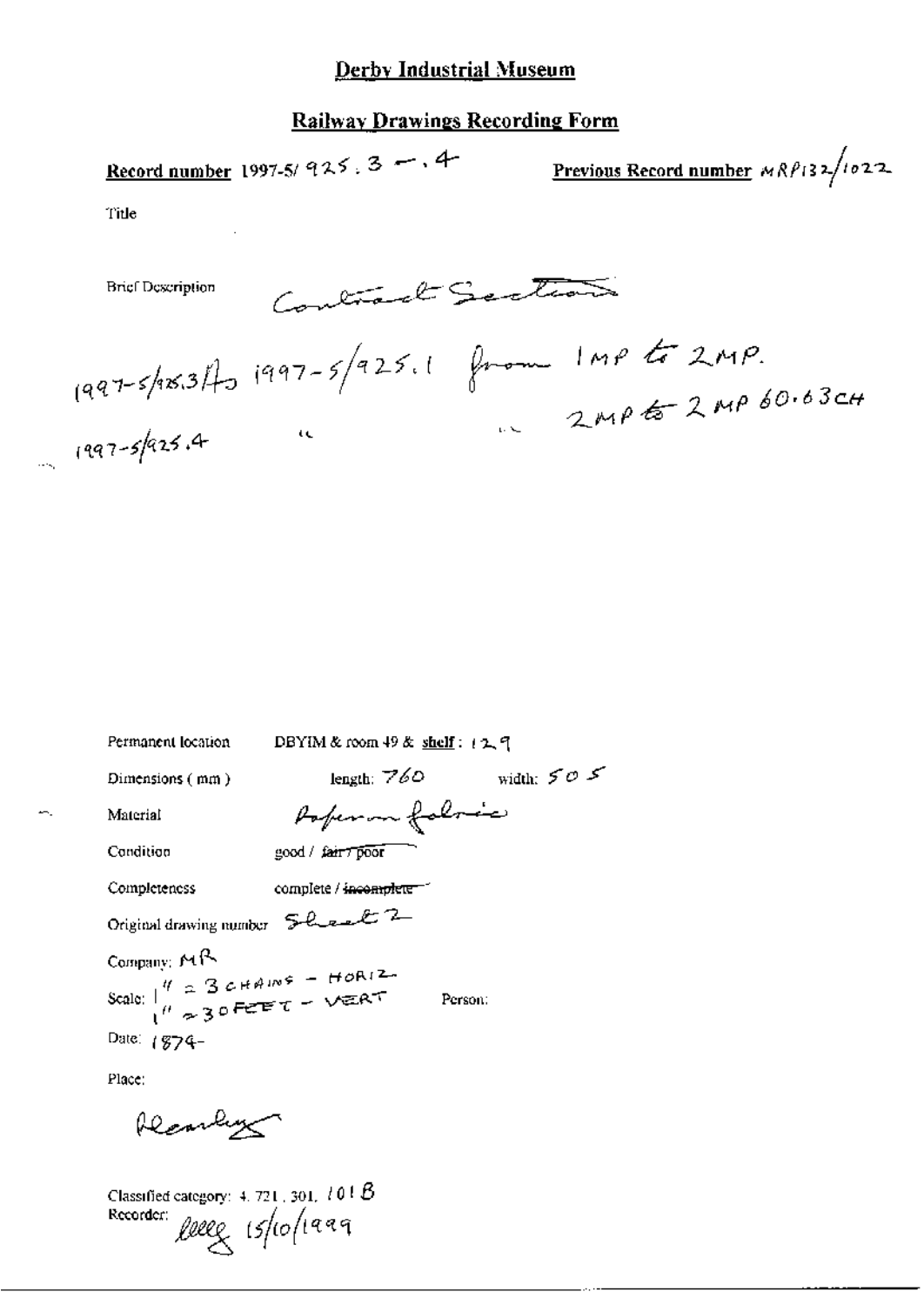# Derby Industrial Museum

## Railway Drawings Recording Form

**Record number** 1997-5/ 925 . 3 — . 4 **Previous Record number** MRP132/1022

Title

Brief Description Contract Sections

1997-5/925.3 to 1997-5/925.1 from 1MP to 2MP.

1997-5/925.4 " " 2MP to 2MP 60.63CH

Permanent location DBYIM & room 49 & **shelf**: 129

Dimensions (mm) length: 760 width: 505

Material Paper on fabric

Condition good / ~~fair / poor~~

Completeness complete / ~~incomplete~~

Original drawing number Sheet 2

Company: MR

Scale: 1" = 3 CHAINS – HORIZ. 1" = 30 FEET – VERT Person:

Date: 1874-

Place:

Heanley

Classified category: 4. 721. 301. 101 B

Recorder: [signature] 15/10/1999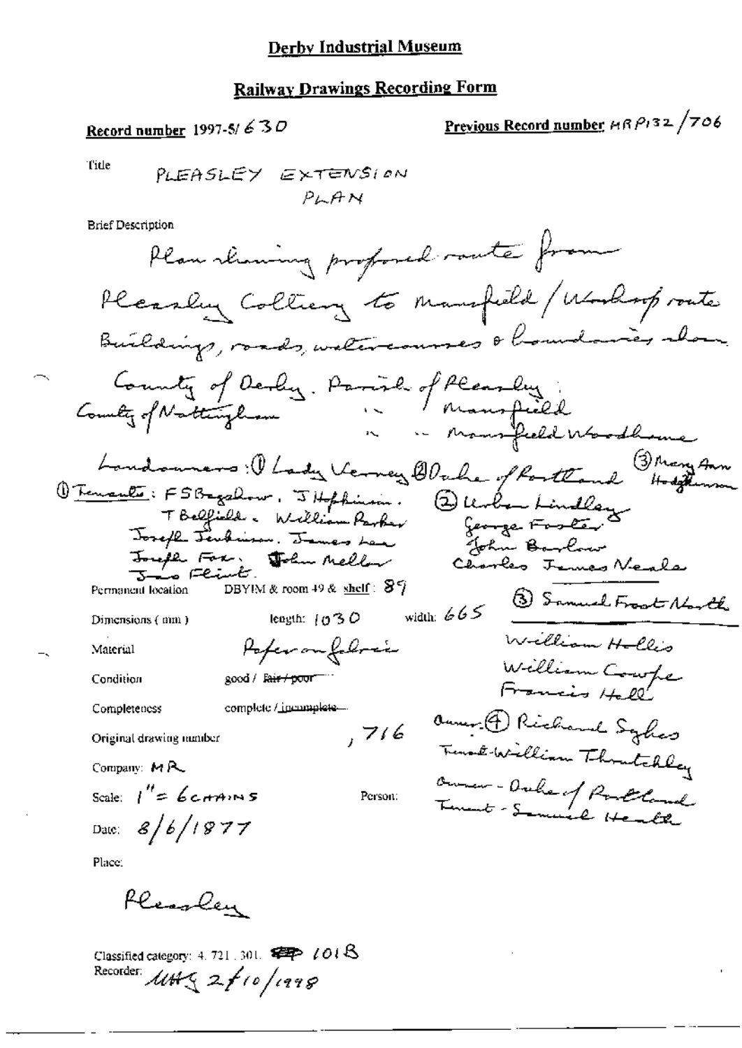## Derby Industrial Museum

## Railway Drawings Recording Form

**Record number** 1997-5/ 630

**Previous Record number** MRP132/706

Title PLEASLEY EXTENSION PLAN

Brief Description

Plan showing proposed route from Pleasley Colliery to Mansfield / Worksop route. Buildings, roads, watercourses & boundaries shown.

County of Derby. Parish of Pleasley.
County of Nottingham " Mansfield
" " Mansfield Woodhouse

Landowners: ① Lady Verney ② Duke of Portland ③ Mary Ann Hodgkinson

① Tenants: F S Bagshaw, J Hopkinson, T Belfield, William Parker, Joseph Jenkinson, James Lee, Joseph Fox, John Mellor, Jas Flint.

② Urban Lindley, George Foster, John Barlow, Charles James Neale

③ Samuel Frost North, William Hollis, William Cowpe, Francis Hall

Owner ④ Richard Sykes, Tenant William Thrutchley

Owner - Duke of Portland, Tenant - Samuel Heath

Permanent location DBYIM & room 49 & shelf: 89

Dimensions (mm) length: 1030 width: 665

Material Paper on fabric

Condition good / ~~fair / poor~~

Completeness complete / ~~incomplete~~

Original drawing number , 716

Company: MR

Scale: 1" = 6 CHAINS

Person:

Date: 8/6/1877

Place:

Pleasley

Classified category: 4. 721. 301. 1018

Recorder: MHG 2/10/1998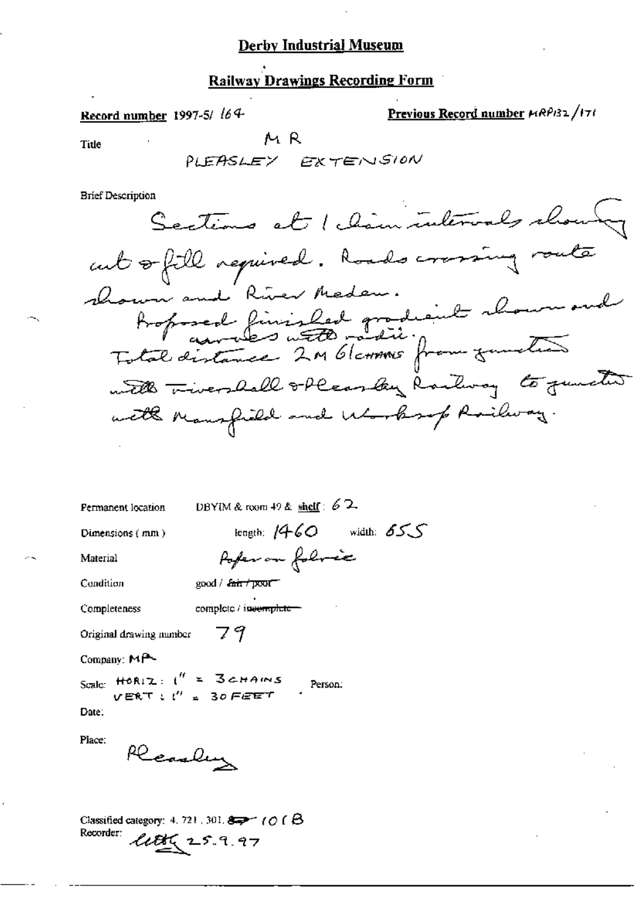# Derby Industrial Museum

## Railway Drawings Recording Form

**Record number** 1997-5/ 164

**Previous Record number** MRP132/171

Title

MR
PLEASLEY EXTENSION

Brief Description

Sections at 1 chain intervals showing cut & fill required. Roads crossing route shown and River Meden.
Proposed finished gradient shown and curves with radii.
Total distance 2M 61CHAINS from junction with Teversall & Pleasley Railway to junction with Mansfield and Worksop Railway.

Permanent location: DBYIM & room 49 & **shelf**: 62

Dimensions (mm): length: 1460 width: 655

Material: Paper on fabric

Condition: good / ~~fair / poor~~

Completeness: complete / ~~incomplete~~

Original drawing number: 79

Company: MR

Scale: HORIZ: 1" = 3CHAINS
VERT: 1" = 30FEET

Person:

Date:

Place: Pleasley

Classified category: 4. 721. 301. ~~8~~ 101B

Recorder: [signature] 25.9.97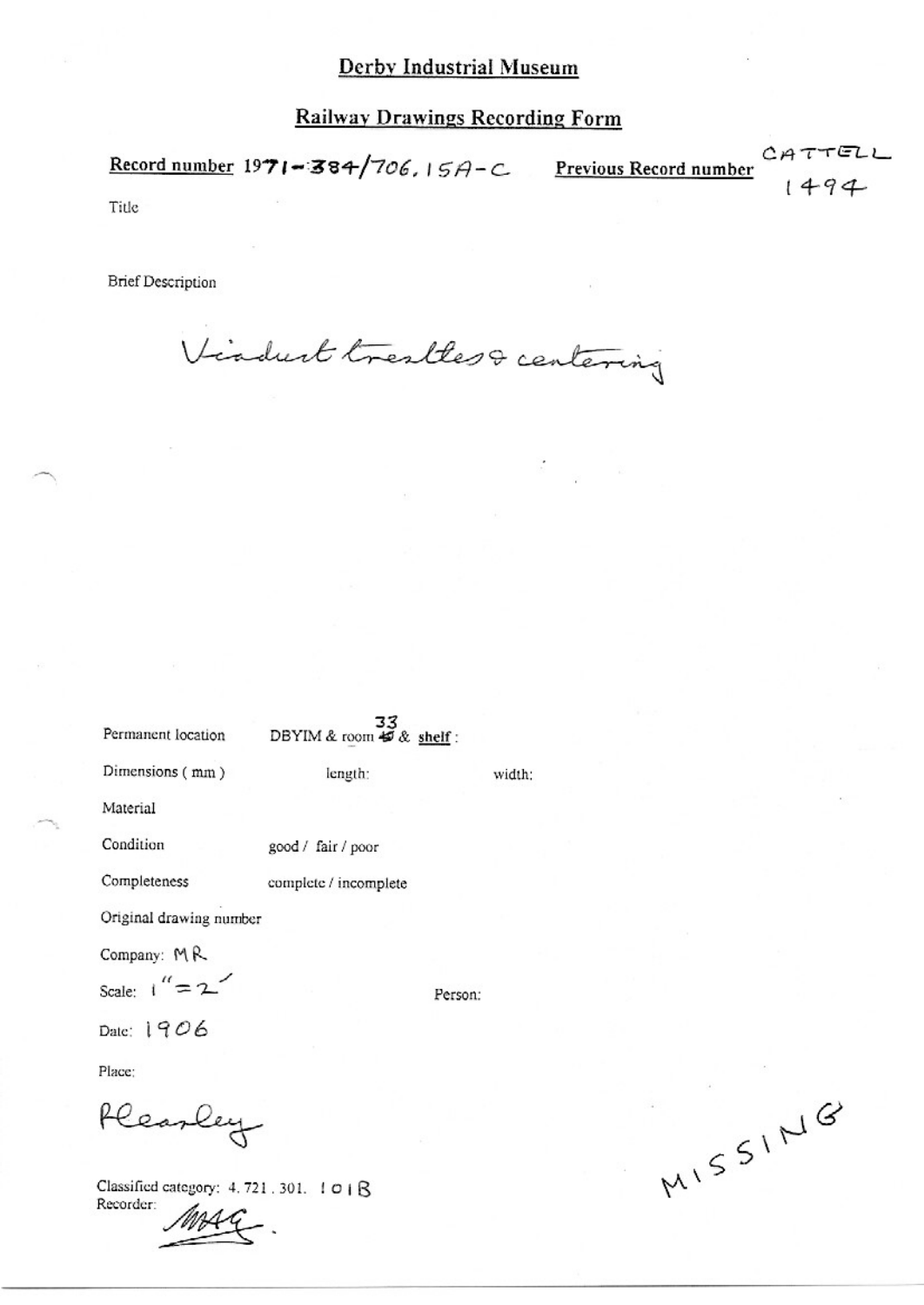# Derby Industrial Museum

## Railway Drawings Recording Form

**Record number** 1971-384/706.15A-C **Previous Record number** CATTELL 1494

Title

Brief Description

Viaduct trestles & centering

Permanent location DBYIM & room ~~40~~ 33 & **shelf** :

Dimensions ( mm ) length: width:

Material

Condition good / fair / poor

Completeness complete / incomplete

Original drawing number

Company: MR

Scale: 1" = 2'

Person:

Date: 1906

Place:

Pleasley

Classified category: 4.721.301. 101B

Recorder: MAG.

MISSING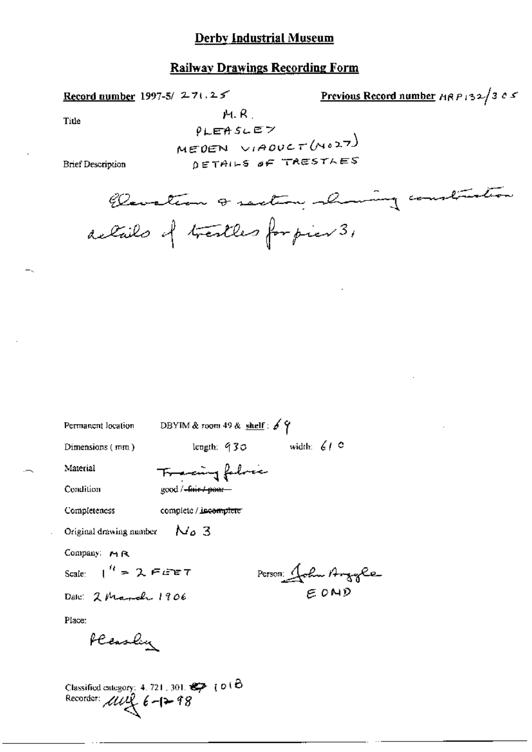# Derby Industrial Museum

## Railway Drawings Recording Form

**Record number** 1997-5/ 271.25

**Previous Record number** MRP132/305

Title

M.R.
PLEASLEY
MEDEN VIADUCT (No 27)
DETAILS OF TRESTLES

Brief Description

Elevation & section showing construction details of trestles for pier 3,

Permanent location: DBYIM & room 49 & **shelf**: 69

Dimensions (mm): length: 930 width: 610

Material: Tracing fabric

Condition: good / ~~fair / poor~~

Completeness: complete / ~~incomplete~~

Original drawing number: No 3

Company: MR

Scale: 1" = 2 FEET

Person: John Argyle EOMD

Date: 2 March 1906

Place:

Pleasley

Classified category: 4. 721. 301. ~~??~~ 1018

Recorder: MUG 6-12-98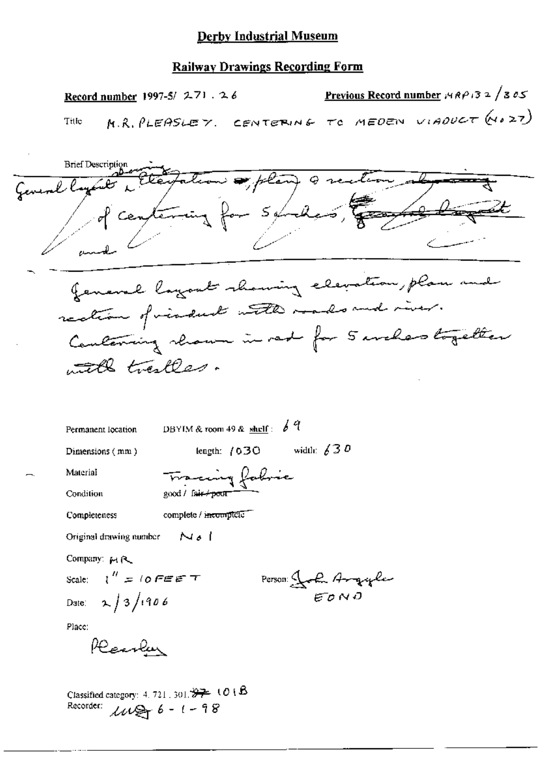# Derby Industrial Museum

## Railway Drawings Recording Form

**Record number** 1997-5/ 271 . 26

**Previous Record number** MRP132 / 805

Title M.R. PLEASLEY. CENTERING TO MEDEN VIADUCT (No 27)

Brief Description

~~General layout & drawing~~ ~~Elevation, plan & section~~ ~~of centering for 5 arches, General layout and~~

General layout showing elevation, plan and section of viaduct with roads and river. Centering shown in red for 5 arches together with trestles.

Permanent location DBYIM & room 49 & shelf: 69

Dimensions (mm) length: 1030 width: 630

Material Tracing fabric

Condition good / ~~fair / poor~~

Completeness complete / ~~incomplete~~

Original drawing number No 1

Company: MR

Scale: 1" = 10 FEET

Person: John Argyle EOND

Date: 2/3/1906

Place:

Pleasley

Classified category: 4. 721. 301. ~~97~~ 101B

Recorder: MG 6-1-98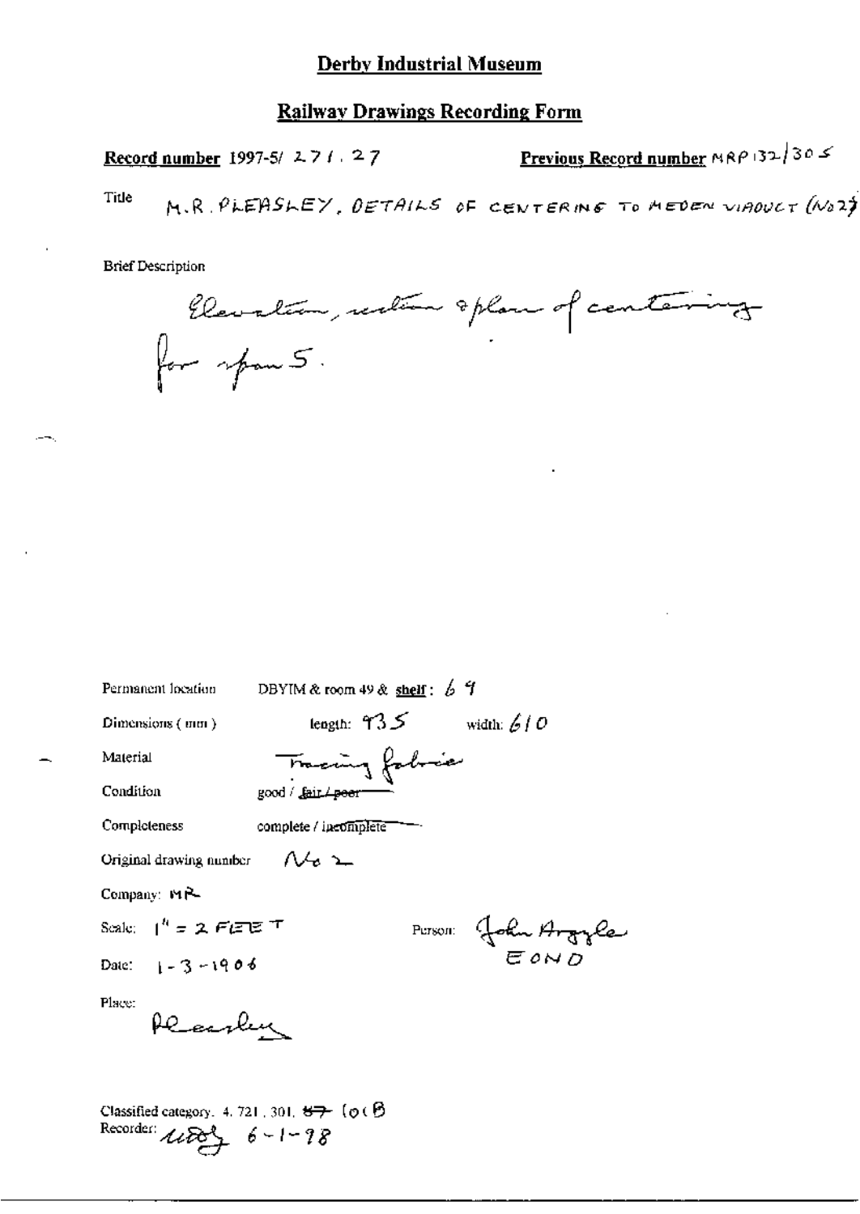# Derby Industrial Museum

## Railway Drawings Recording Form

**Record number** 1997-5/ 271. 27 **Previous Record number** MRP 132/305

Title M.R. PLEASLEY, DETAILS OF CENTERING TO MEDEN VIADUCT (No2)

Brief Description

Elevation, section & plan of centering for span 5.

Permanent location DBYIM & room 49 & **shelf**: 69

Dimensions (mm) length: 935 width: 610

Material Tracing fabric

Condition good / ~~fair / poor~~

Completeness complete / ~~incomplete~~

Original drawing number No 2

Company: MR

Scale: 1" = 2 FEET

Person: John Argyle EOND

Date: 1-3-1906

Place:

Pleasley

Classified category. 4. 721. 301. ~~87~~ 101B

Recorder: [signature] 6-1-98